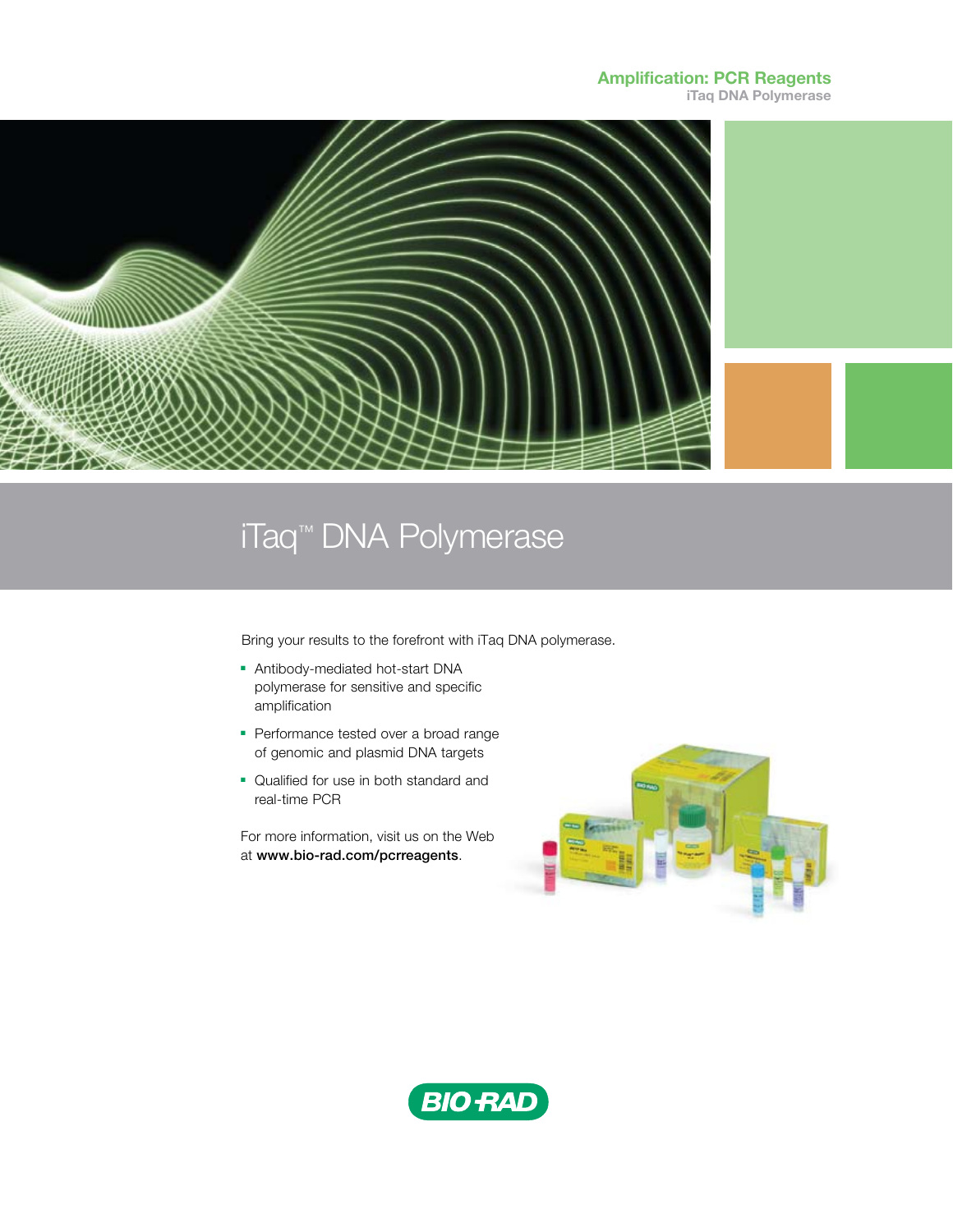**Amplification: PCR Reagents**
**iTaq DNA Polymerase**

# iTaq™ DNA Polymerase

Bring your results to the forefront with iTaq DNA polymerase.

- Antibody-mediated hot-start DNA polymerase for sensitive and specific amplification
- Performance tested over a broad range of genomic and plasmid DNA targets
- Qualified for use in both standard and real-time PCR

For more information, visit us on the Web at **www.bio-rad.com/pcrreagents**.

BIO-RAD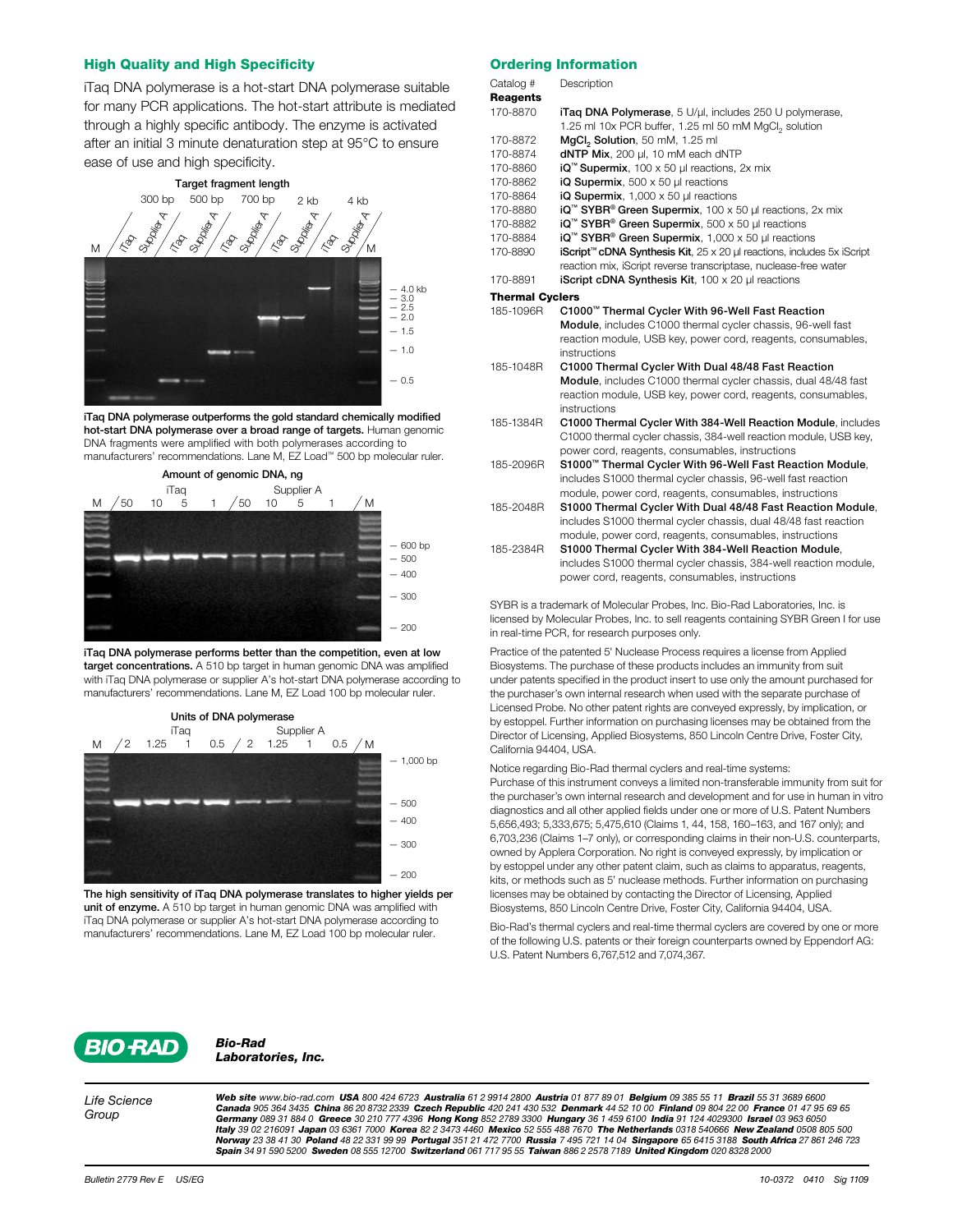## High Quality and High Specificity

iTaq DNA polymerase is a hot-start DNA polymerase suitable for many PCR applications. The hot-start attribute is mediated through a highly specific antibody. The enzyme is activated after an initial 3 minute denaturation step at 95°C to ensure ease of use and high specificity.

Target fragment length

300 bp 500 bp 700 bp 2 kb 4 kb

M iTaq Supplier A iTaq Supplier A iTaq Supplier A iTaq Supplier A iTaq Supplier A M

— 4.0 kb
— 3.0
— 2.5
— 2.0
— 1.5
— 1.0
— 0.5

**iTaq DNA polymerase outperforms the gold standard chemically modified hot-start DNA polymerase over a broad range of targets.** Human genomic DNA fragments were amplified with both polymerases according to manufacturers' recommendations. Lane M, EZ Load™ 500 bp molecular ruler.

Amount of genomic DNA, ng

iTaq Supplier A

M / 50 10 5 1 / 50 10 5 1 / M

— 600 bp
— 500
— 400
— 300
— 200

**iTaq DNA polymerase performs better than the competition, even at low target concentrations.** A 510 bp target in human genomic DNA was amplified with iTaq DNA polymerase or supplier A's hot-start DNA polymerase according to manufacturers' recommendations. Lane M, EZ Load 100 bp molecular ruler.

Units of DNA polymerase

iTaq Supplier A

M / 2 1.25 1 0.5 / 2 1.25 1 0.5 / M

— 1,000 bp
— 500
— 400
— 300
— 200

**The high sensitivity of iTaq DNA polymerase translates to higher yields per unit of enzyme.** A 510 bp target in human genomic DNA was amplified with iTaq DNA polymerase or supplier A's hot-start DNA polymerase according to manufacturers' recommendations. Lane M, EZ Load 100 bp molecular ruler.

## Ordering Information

| Catalog # | Description |
|---|---|
| **Reagents** | |
| 170-8870 | **iTaq DNA Polymerase**, 5 U/µl, includes 250 U polymerase, 1.25 ml 10x PCR buffer, 1.25 ml 50 mM $MgCl_2$ solution |
| 170-8872 | **$MgCl_2$ Solution**, 50 mM, 1.25 ml |
| 170-8874 | **dNTP Mix**, 200 µl, 10 mM each dNTP |
| 170-8860 | **iQ™ Supermix**, 100 x 50 µl reactions, 2x mix |
| 170-8862 | **iQ Supermix**, 500 x 50 µl reactions |
| 170-8864 | **iQ Supermix**, 1,000 x 50 µl reactions |
| 170-8880 | **iQ™ SYBR® Green Supermix**, 100 x 50 µl reactions, 2x mix |
| 170-8882 | **iQ™ SYBR® Green Supermix**, 500 x 50 µl reactions |
| 170-8884 | **iQ™ SYBR® Green Supermix**, 1,000 x 50 µl reactions |
| 170-8890 | **iScript™ cDNA Synthesis Kit**, 25 x 20 µl reactions, includes 5x iScript reaction mix, iScript reverse transcriptase, nuclease-free water |
| 170-8891 | **iScript cDNA Synthesis Kit**, 100 x 20 µl reactions |
| **Thermal Cyclers** | |
| 185-1096R | **C1000™ Thermal Cycler With 96-Well Fast Reaction Module**, includes C1000 thermal cycler chassis, 96-well fast reaction module, USB key, power cord, reagents, consumables, instructions |
| 185-1048R | **C1000 Thermal Cycler With Dual 48/48 Fast Reaction Module**, includes C1000 thermal cycler chassis, dual 48/48 fast reaction module, USB key, power cord, reagents, consumables, instructions |
| 185-1384R | **C1000 Thermal Cycler With 384-Well Reaction Module**, includes C1000 thermal cycler chassis, 384-well reaction module, USB key, power cord, reagents, consumables, instructions |
| 185-2096R | **S1000™ Thermal Cycler With 96-Well Fast Reaction Module**, includes S1000 thermal cycler chassis, 96-well fast reaction module, power cord, reagents, consumables, instructions |
| 185-2048R | **S1000 Thermal Cycler With Dual 48/48 Fast Reaction Module**, includes S1000 thermal cycler chassis, dual 48/48 fast reaction module, power cord, reagents, consumables, instructions |
| 185-2384R | **S1000 Thermal Cycler With 384-Well Reaction Module**, includes S1000 thermal cycler chassis, 384-well reaction module, power cord, reagents, consumables, instructions |

SYBR is a trademark of Molecular Probes, Inc. Bio-Rad Laboratories, Inc. is licensed by Molecular Probes, Inc. to sell reagents containing SYBR Green I for use in real-time PCR, for research purposes only.

Practice of the patented 5' Nuclease Process requires a license from Applied Biosystems. The purchase of these products includes an immunity from suit under patents specified in the product insert to use only the amount purchased for the purchaser's own internal research when used with the separate purchase of Licensed Probe. No other patent rights are conveyed expressly, by implication, or by estoppel. Further information on purchasing licenses may be obtained from the Director of Licensing, Applied Biosystems, 850 Lincoln Centre Drive, Foster City, California 94404, USA.

Notice regarding Bio-Rad thermal cyclers and real-time systems:
Purchase of this instrument conveys a limited non-transferable immunity from suit for the purchaser's own internal research and development and for use in human in vitro diagnostics and all other applied fields under one or more of U.S. Patent Numbers 5,656,493; 5,333,675; 5,475,610 (Claims 1, 44, 158, 160–163, and 167 only); and 6,703,236 (Claims 1–7 only), or corresponding claims in their non-U.S. counterparts, owned by Applera Corporation. No right is conveyed expressly, by implication or by estoppel under any other patent claim, such as claims to apparatus, reagents, kits, or methods such as 5' nuclease methods. Further information on purchasing licenses may be obtained by contacting the Director of Licensing, Applied Biosystems, 850 Lincoln Centre Drive, Foster City, California 94404, USA.

Bio-Rad's thermal cyclers and real-time thermal cyclers are covered by one or more of the following U.S. patents or their foreign counterparts owned by Eppendorf AG: U.S. Patent Numbers 6,767,512 and 7,074,367.

BIO-RAD

***Bio-Rad Laboratories, Inc.***

*Life Science Group*

***Web site*** *www.bio-rad.com* ***USA*** *800 424 6723* ***Australia*** *61 2 9914 2800* ***Austria*** *01 877 89 01* ***Belgium*** *09 385 55 11* ***Brazil*** *55 31 3689 6600* ***Canada*** *905 364 3435* ***China*** *86 20 8732 2339* ***Czech Republic*** *420 241 430 532* ***Denmark*** *44 52 10 00* ***Finland*** *09 804 22 00* ***France*** *01 47 95 69 65* ***Germany*** *089 31 884 0* ***Greece*** *30 210 777 4396* ***Hong Kong*** *852 2789 3300* ***Hungary*** *36 1 459 6100* ***India*** *91 124 4029300* ***Israel*** *03 963 6050* ***Italy*** *39 02 216091* ***Japan*** *03 6361 7000* ***Korea*** *82 2 3473 4460* ***Mexico*** *52 555 488 7670* ***The Netherlands*** *0318 540666* ***New Zealand*** *0508 805 500* ***Norway*** *23 38 41 30* ***Poland*** *48 22 331 99 99* ***Portugal*** *351 21 472 7700* ***Russia*** *7 495 721 14 04* ***Singapore*** *65 6415 3188* ***South Africa*** *27 861 246 723* ***Spain*** *34 91 590 5200* ***Sweden*** *08 555 12700* ***Switzerland*** *061 717 95 55* ***Taiwan*** *886 2 2578 7189* ***United Kingdom*** *020 8328 2000*

Bulletin 2779 Rev E US/EG 10-0372 0410 Sig 1109